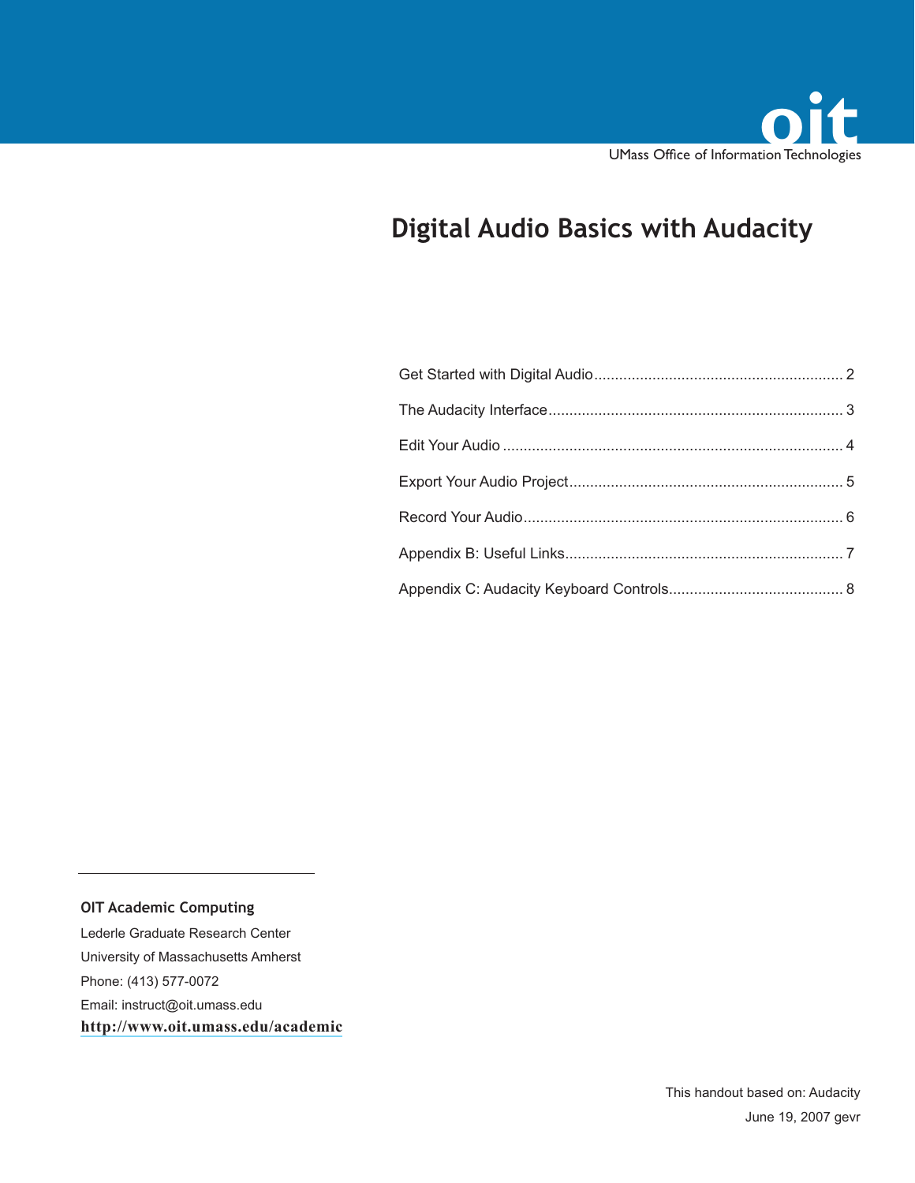oit

UMass Office of Information Technologies

# Digital Audio Basics with Audacity

| | |
|---|---|
| Get Started with Digital Audio | 2 |
| The Audacity Interface | 3 |
| Edit Your Audio | 4 |
| Export Your Audio Project | 5 |
| Record Your Audio | 6 |
| Appendix B: Useful Links | 7 |
| Appendix C: Audacity Keyboard Controls | 8 |

**OIT Academic Computing**

Lederle Graduate Research Center

University of Massachusetts Amherst

Phone: (413) 577-0072

Email: instruct@oit.umass.edu

**http://www.oit.umass.edu/academic**

This handout based on: Audacity

June 19, 2007 gevr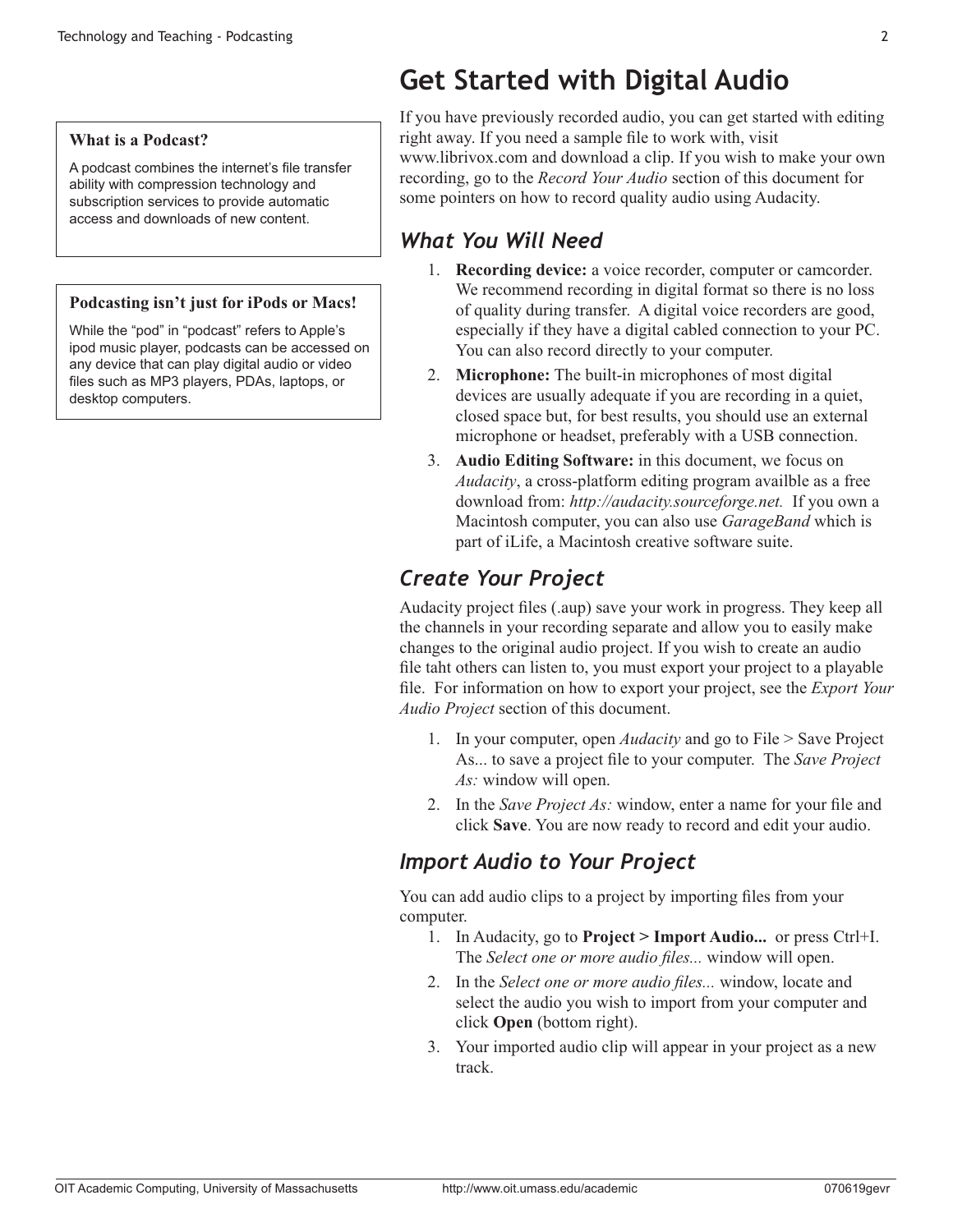**What is a Podcast?**

A podcast combines the internet's file transfer ability with compression technology and subscription services to provide automatic access and downloads of new content.

**Podcasting isn't just for iPods or Macs!**

While the "pod" in "podcast" refers to Apple's ipod music player, podcasts can be accessed on any device that can play digital audio or video files such as MP3 players, PDAs, laptops, or desktop computers.

# Get Started with Digital Audio

If you have previously recorded audio, you can get started with editing right away. If you need a sample file to work with, visit www.librivox.com and download a clip. If you wish to make your own recording, go to the *Record Your Audio* section of this document for some pointers on how to record quality audio using Audacity.

## *What You Will Need*

1. **Recording device:** a voice recorder, computer or camcorder. We recommend recording in digital format so there is no loss of quality during transfer. A digital voice recorders are good, especially if they have a digital cabled connection to your PC. You can also record directly to your computer.
2. **Microphone:** The built-in microphones of most digital devices are usually adequate if you are recording in a quiet, closed space but, for best results, you should use an external microphone or headset, preferably with a USB connection.
3. **Audio Editing Software:** in this document, we focus on *Audacity*, a cross-platform editing program availble as a free download from: *http://audacity.sourceforge.net.* If you own a Macintosh computer, you can also use *GarageBand* which is part of iLife, a Macintosh creative software suite.

## *Create Your Project*

Audacity project files (.aup) save your work in progress. They keep all the channels in your recording separate and allow you to easily make changes to the original audio project. If you wish to create an audio file taht others can listen to, you must export your project to a playable file. For information on how to export your project, see the *Export Your Audio Project* section of this document.

1. In your computer, open *Audacity* and go to File > Save Project As... to save a project file to your computer. The *Save Project As:* window will open.
2. In the *Save Project As:* window, enter a name for your file and click **Save**. You are now ready to record and edit your audio.

## *Import Audio to Your Project*

You can add audio clips to a project by importing files from your computer.

1. In Audacity, go to **Project > Import Audio...** or press Ctrl+I. The *Select one or more audio files...* window will open.
2. In the *Select one or more audio files...* window, locate and select the audio you wish to import from your computer and click **Open** (bottom right).
3. Your imported audio clip will appear in your project as a new track.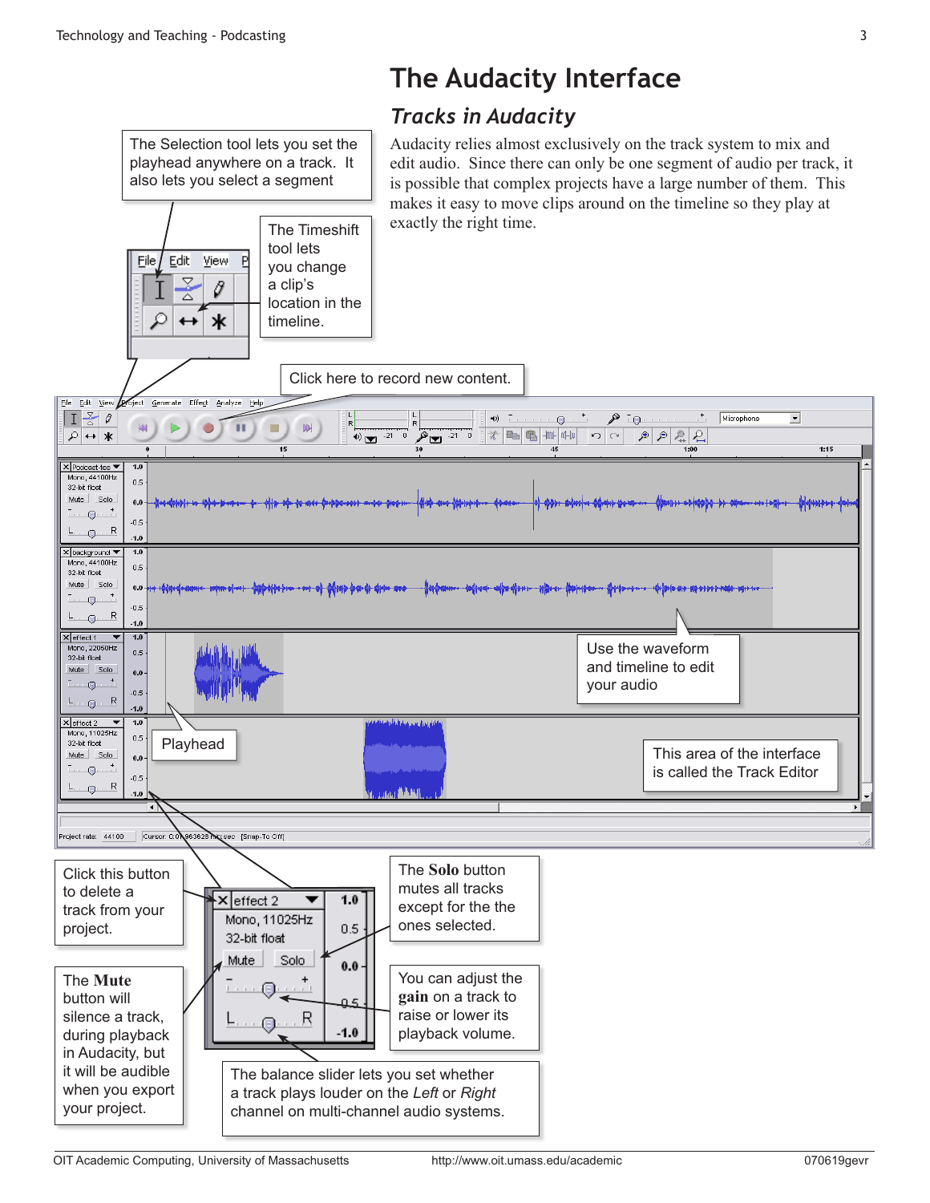# The Audacity Interface

## *Tracks in Audacity*

Audacity relies almost exclusively on the track system to mix and edit audio. Since there can only be one segment of audio per track, it is possible that complex projects have a large number of them. This makes it easy to move clips around on the timeline so they play at exactly the right time.

The Selection tool lets you set the playhead anywhere on a track. It also lets you select a segment

The Timeshift tool lets you change a clip's location in the timeline.

Click here to record new content.

Use the waveform and timeline to edit your audio

Playhead

This area of the interface is called the Track Editor

Click this button to delete a track from your project.

The **Mute** button will silence a track, during playback in Audacity, but it will be audible when you export your project.

The **Solo** button mutes all tracks except for the the ones selected.

You can adjust the **gain** on a track to raise or lower its playback volume.

The balance slider lets you set whether a track plays louder on the *Left* or *Right* channel on multi-channel audio systems.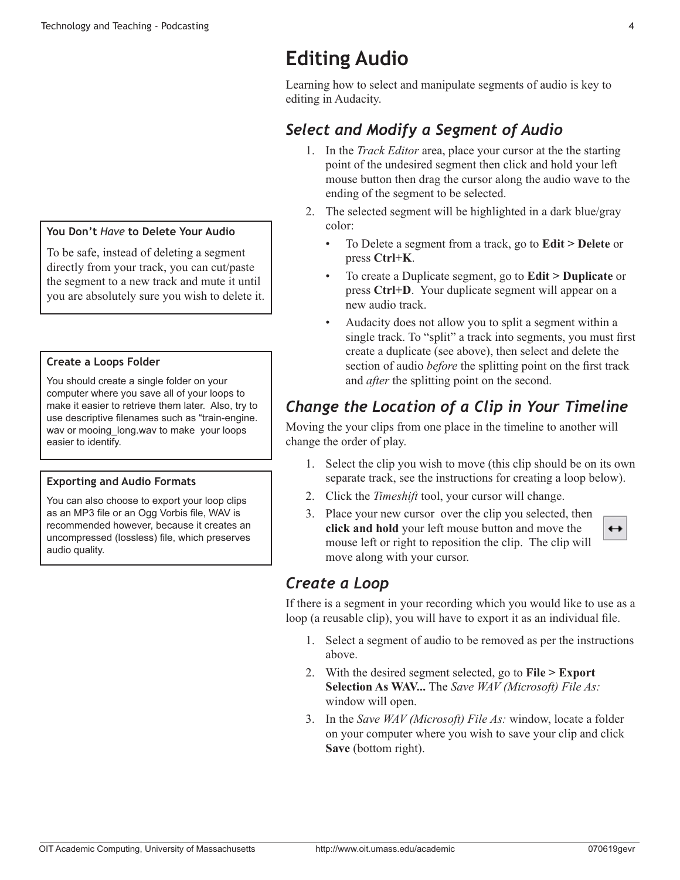# Editing Audio

Learning how to select and manipulate segments of audio is key to editing in Audacity.

## *Select and Modify a Segment of Audio*

1. In the *Track Editor* area, place your cursor at the the starting point of the undesired segment then click and hold your left mouse button then drag the cursor along the audio wave to the ending of the segment to be selected.
2. The selected segment will be highlighted in a dark blue/gray color:
   - To Delete a segment from a track, go to **Edit > Delete** or press **Ctrl+K**.
   - To create a Duplicate segment, go to **Edit > Duplicate** or press **Ctrl+D**. Your duplicate segment will appear on a new audio track.
   - Audacity does not allow you to split a segment within a single track. To "split" a track into segments, you must first create a duplicate (see above), then select and delete the section of audio *before* the splitting point on the first track and *after* the splitting point on the second.

## *Change the Location of a Clip in Your Timeline*

Moving the your clips from one place in the timeline to another will change the order of play.

1. Select the clip you wish to move (this clip should be on its own separate track, see the instructions for creating a loop below).
2. Click the *Timeshift* tool, your cursor will change.
3. Place your new cursor over the clip you selected, then **click and hold** your left mouse button and move the mouse left or right to reposition the clip. The clip will move along with your cursor.

## *Create a Loop*

If there is a segment in your recording which you would like to use as a loop (a reusable clip), you will have to export it as an individual file.

1. Select a segment of audio to be removed as per the instructions above.
2. With the desired segment selected, go to **File > Export Selection As WAV...** The *Save WAV (Microsoft) File As:* window will open.
3. In the *Save WAV (Microsoft) File As:* window, locate a folder on your computer where you wish to save your clip and click **Save** (bottom right).

**You Don't *Have* to Delete Your Audio**

To be safe, instead of deleting a segment directly from your track, you can cut/paste the segment to a new track and mute it until you are absolutely sure you wish to delete it.

**Create a Loops Folder**

You should create a single folder on your computer where you save all of your loops to make it easier to retrieve them later. Also, try to use descriptive filenames such as "train-engine.wav or mooing_long.wav to make your loops easier to identify.

**Exporting and Audio Formats**

You can also choose to export your loop clips as an MP3 file or an Ogg Vorbis file, WAV is recommended however, because it creates an uncompressed (lossless) file, which preserves audio quality.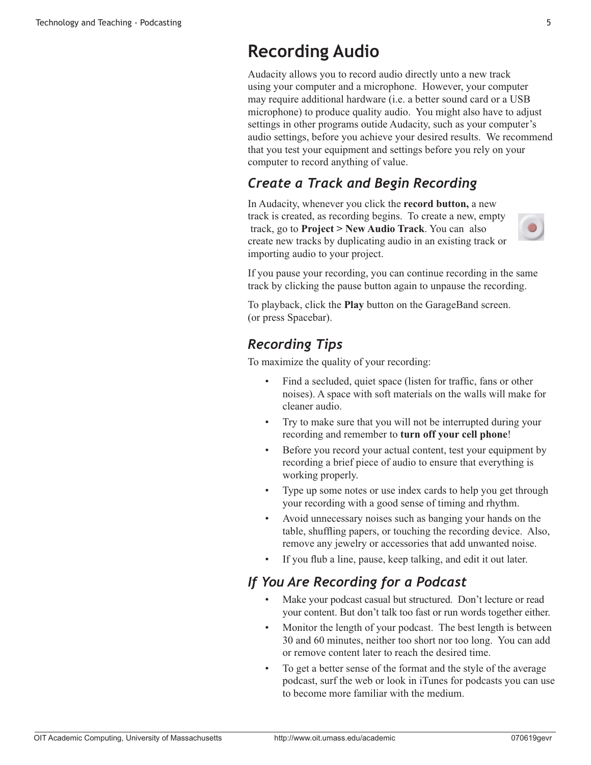# Recording Audio

Audacity allows you to record audio directly unto a new track using your computer and a microphone. However, your computer may require additional hardware (i.e. a better sound card or a USB microphone) to produce quality audio. You might also have to adjust settings in other programs outide Audacity, such as your computer's audio settings, before you achieve your desired results. We recommend that you test your equipment and settings before you rely on your computer to record anything of value.

## *Create a Track and Begin Recording*

In Audacity, whenever you click the **record button,** a new track is created, as recording begins. To create a new, empty track, go to **Project > New Audio Track**. You can also create new tracks by duplicating audio in an existing track or importing audio to your project.

If you pause your recording, you can continue recording in the same track by clicking the pause button again to unpause the recording.

To playback, click the **Play** button on the GarageBand screen. (or press Spacebar).

## *Recording Tips*

To maximize the quality of your recording:

- Find a secluded, quiet space (listen for traffic, fans or other noises). A space with soft materials on the walls will make for cleaner audio.
- Try to make sure that you will not be interrupted during your recording and remember to **turn off your cell phone**!
- Before you record your actual content, test your equipment by recording a brief piece of audio to ensure that everything is working properly.
- Type up some notes or use index cards to help you get through your recording with a good sense of timing and rhythm.
- Avoid unnecessary noises such as banging your hands on the table, shuffling papers, or touching the recording device. Also, remove any jewelry or accessories that add unwanted noise.
- If you flub a line, pause, keep talking, and edit it out later.

## *If You Are Recording for a Podcast*

- Make your podcast casual but structured. Don't lecture or read your content. But don't talk too fast or run words together either.
- Monitor the length of your podcast. The best length is between 30 and 60 minutes, neither too short nor too long. You can add or remove content later to reach the desired time.
- To get a better sense of the format and the style of the average podcast, surf the web or look in iTunes for podcasts you can use to become more familiar with the medium.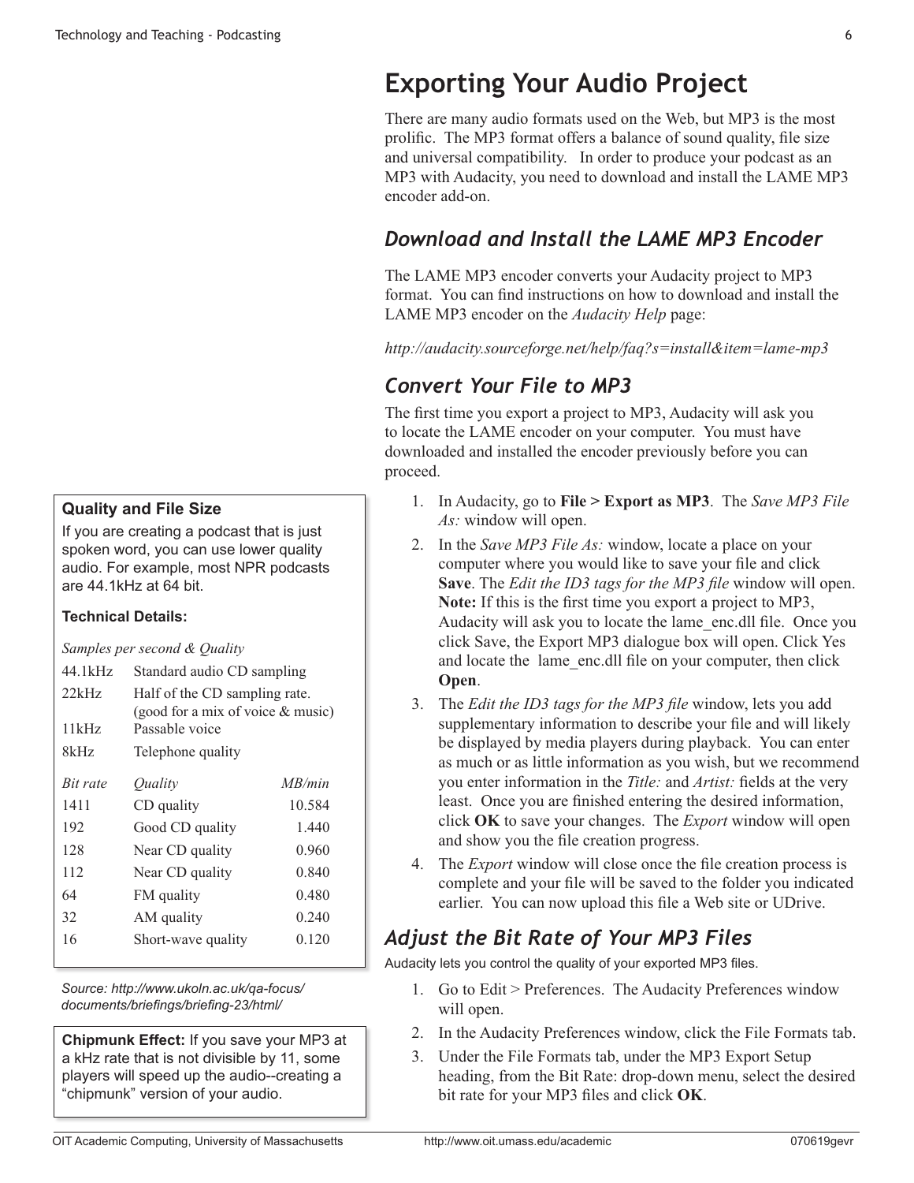# Exporting Your Audio Project

There are many audio formats used on the Web, but MP3 is the most prolific. The MP3 format offers a balance of sound quality, file size and universal compatibility. In order to produce your podcast as an MP3 with Audacity, you need to download and install the LAME MP3 encoder add-on.

## *Download and Install the LAME MP3 Encoder*

The LAME MP3 encoder converts your Audacity project to MP3 format. You can find instructions on how to download and install the LAME MP3 encoder on the *Audacity Help* page:

*http://audacity.sourceforge.net/help/faq?s=install&item=lame-mp3*

## *Convert Your File to MP3*

The first time you export a project to MP3, Audacity will ask you to locate the LAME encoder on your computer. You must have downloaded and installed the encoder previously before you can proceed.

1. In Audacity, go to **File > Export as MP3**. The *Save MP3 File As:* window will open.
2. In the *Save MP3 File As:* window, locate a place on your computer where you would like to save your file and click **Save**. The *Edit the ID3 tags for the MP3 file* window will open. **Note:** If this is the first time you export a project to MP3, Audacity will ask you to locate the lame_enc.dll file. Once you click Save, the Export MP3 dialogue box will open. Click Yes and locate the lame_enc.dll file on your computer, then click **Open**.
3. The *Edit the ID3 tags for the MP3 file* window, lets you add supplementary information to describe your file and will likely be displayed by media players during playback. You can enter as much or as little information as you wish, but we recommend you enter information in the *Title:* and *Artist:* fields at the very least. Once you are finished entering the desired information, click **OK** to save your changes. The *Export* window will open and show you the file creation progress.
4. The *Export* window will close once the file creation process is complete and your file will be saved to the folder you indicated earlier. You can now upload this file a Web site or UDrive.

## *Adjust the Bit Rate of Your MP3 Files*

Audacity lets you control the quality of your exported MP3 files.

1. Go to Edit > Preferences. The Audacity Preferences window will open.
2. In the Audacity Preferences window, click the File Formats tab.
3. Under the File Formats tab, under the MP3 Export Setup heading, from the Bit Rate: drop-down menu, select the desired bit rate for your MP3 files and click **OK**.

**Quality and File Size**

If you are creating a podcast that is just spoken word, you can use lower quality audio. For example, most NPR podcasts are 44.1kHz at 64 bit.

**Technical Details:**

*Samples per second & Quality*

| | |
|---|---|
| 44.1kHz | Standard audio CD sampling |
| 22kHz | Half of the CD sampling rate. (good for a mix of voice & music) |
| 11kHz | Passable voice |
| 8kHz | Telephone quality |

| *Bit rate* | *Quality* | *MB/min* |
|---|---|---|
| 1411 | CD quality | 10.584 |
| 192 | Good CD quality | 1.440 |
| 128 | Near CD quality | 0.960 |
| 112 | Near CD quality | 0.840 |
| 64 | FM quality | 0.480 |
| 32 | AM quality | 0.240 |
| 16 | Short-wave quality | 0.120 |

*Source: http://www.ukoln.ac.uk/qa-focus/documents/briefings/briefing-23/html/*

**Chipmunk Effect:** If you save your MP3 at a kHz rate that is not divisible by 11, some players will speed up the audio--creating a "chipmunk" version of your audio.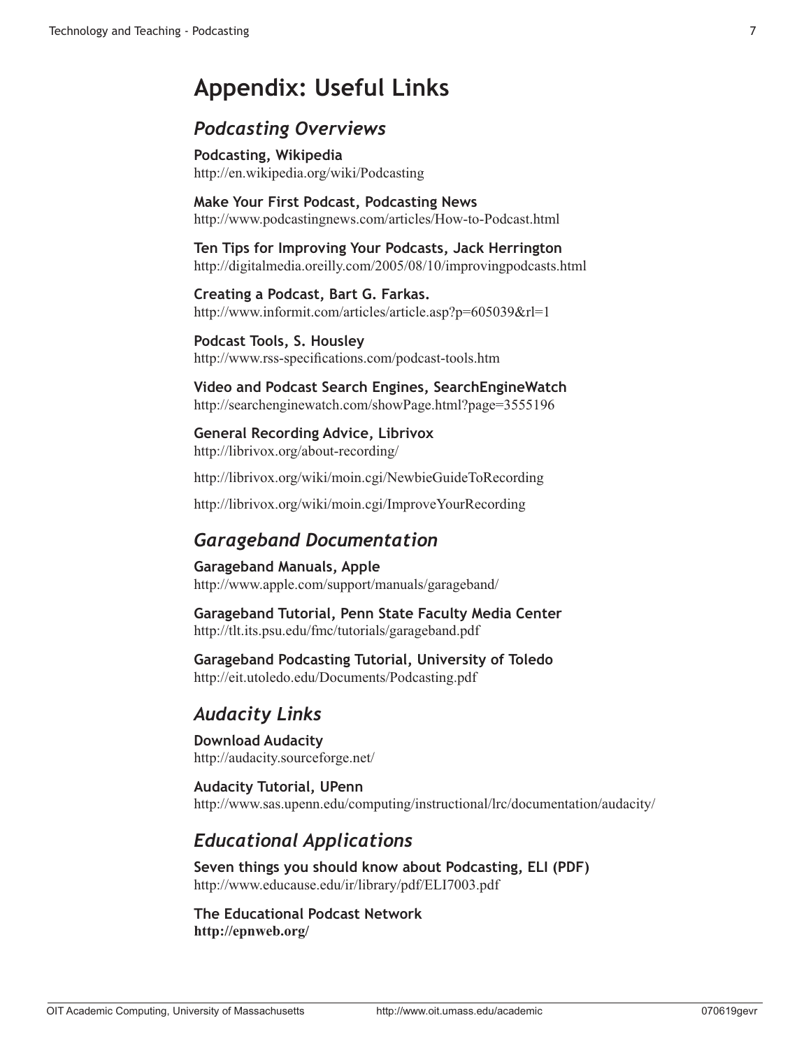# Appendix: Useful Links

## *Podcasting Overviews*

**Podcasting, Wikipedia**
http://en.wikipedia.org/wiki/Podcasting

**Make Your First Podcast, Podcasting News**
http://www.podcastingnews.com/articles/How-to-Podcast.html

**Ten Tips for Improving Your Podcasts, Jack Herrington**
http://digitalmedia.oreilly.com/2005/08/10/improvingpodcasts.html

**Creating a Podcast, Bart G. Farkas.**
http://www.informit.com/articles/article.asp?p=605039&rl=1

**Podcast Tools, S. Housley**
http://www.rss-specifications.com/podcast-tools.htm

**Video and Podcast Search Engines, SearchEngineWatch**
http://searchenginewatch.com/showPage.html?page=3555196

**General Recording Advice, Librivox**
http://librivox.org/about-recording/

http://librivox.org/wiki/moin.cgi/NewbieGuideToRecording

http://librivox.org/wiki/moin.cgi/ImproveYourRecording

## *Garageband Documentation*

**Garageband Manuals, Apple**
http://www.apple.com/support/manuals/garageband/

**Garageband Tutorial, Penn State Faculty Media Center**
http://tlt.its.psu.edu/fmc/tutorials/garageband.pdf

**Garageband Podcasting Tutorial, University of Toledo**
http://eit.utoledo.edu/Documents/Podcasting.pdf

## *Audacity Links*

**Download Audacity**
http://audacity.sourceforge.net/

**Audacity Tutorial, UPenn**
http://www.sas.upenn.edu/computing/instructional/lrc/documentation/audacity/

## *Educational Applications*

**Seven things you should know about Podcasting, ELI (PDF)**
http://www.educause.edu/ir/library/pdf/ELI7003.pdf

**The Educational Podcast Network**
**http://epnweb.org/**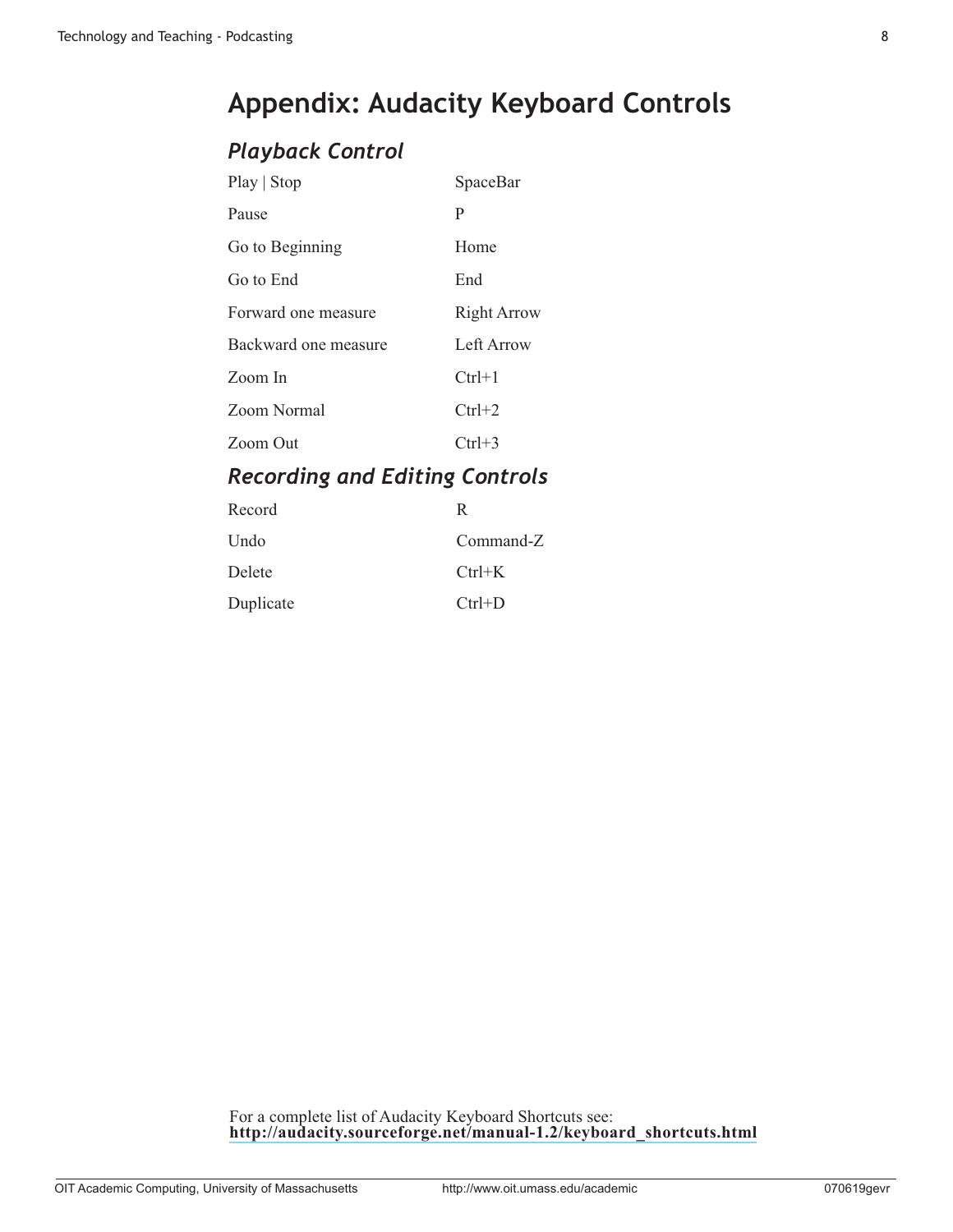# Appendix: Audacity Keyboard Controls

## *Playback Control*

| | |
|---|---|
| Play \| Stop | SpaceBar |
| Pause | P |
| Go to Beginning | Home |
| Go to End | End |
| Forward one measure | Right Arrow |
| Backward one measure | Left Arrow |
| Zoom In | Ctrl+1 |
| Zoom Normal | Ctrl+2 |
| Zoom Out | Ctrl+3 |

## *Recording and Editing Controls*

| | |
|---|---|
| Record | R |
| Undo | Command-Z |
| Delete | Ctrl+K |
| Duplicate | Ctrl+D |

For a complete list of Audacity Keyboard Shortcuts see:
**http://audacity.sourceforge.net/manual-1.2/keyboard_shortcuts.html**